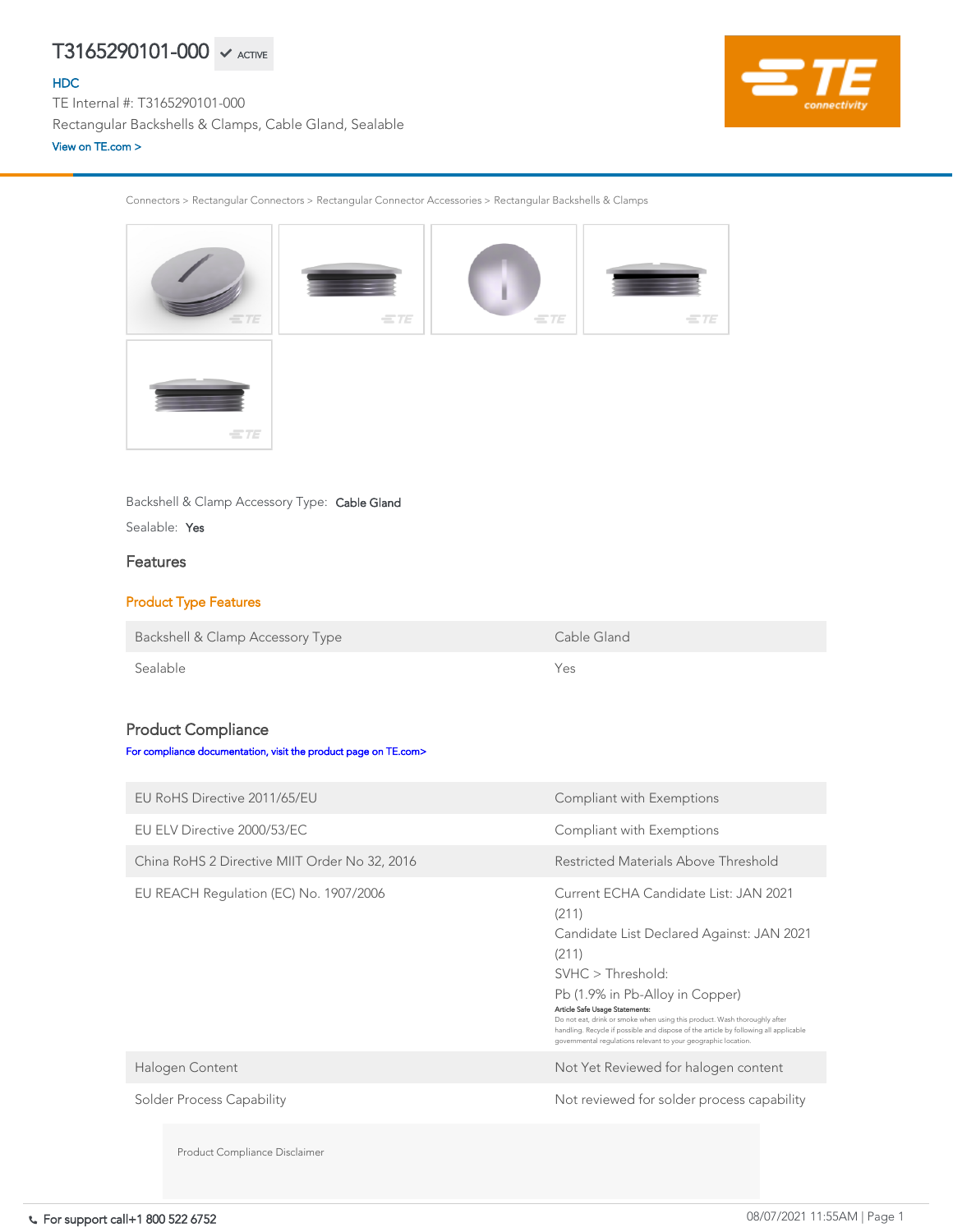# T3165290101-000 ✔ ACTIVE

HDC

TE Internal #: T3165290101-000

Rectangular Backshells & Clamps, Cable Gland, Sealable

View on TE.com >

Connectors > Rectangular Connectors > Rectangular Connector Accessories > Rectangular Backshells & Clamps

Backshell & Clamp Accessory Type: **Cable Gland**

Sealable: **Yes**

## Features

### Product Type Features

| | |
|---|---|
| Backshell & Clamp Accessory Type | Cable Gland |
| Sealable | Yes |

## Product Compliance

For compliance documentation, visit the product page on TE.com>

| | |
|---|---|
| EU RoHS Directive 2011/65/EU | Compliant with Exemptions |
| EU ELV Directive 2000/53/EC | Compliant with Exemptions |
| China RoHS 2 Directive MIIT Order No 32, 2016 | Restricted Materials Above Threshold |
| EU REACH Regulation (EC) No. 1907/2006 | Current ECHA Candidate List: JAN 2021 (211)<br>Candidate List Declared Against: JAN 2021 (211)<br>SVHC > Threshold:<br>Pb (1.9% in Pb-Alloy in Copper)<br>**Article Safe Usage Statements:**<br>Do not eat, drink or smoke when using this product. Wash thoroughly after handling. Recycle if possible and dispose of the article by following all applicable governmental regulations relevant to your geographic location. |
| Halogen Content | Not Yet Reviewed for halogen content |
| Solder Process Capability | Not reviewed for solder process capability |

Product Compliance Disclaimer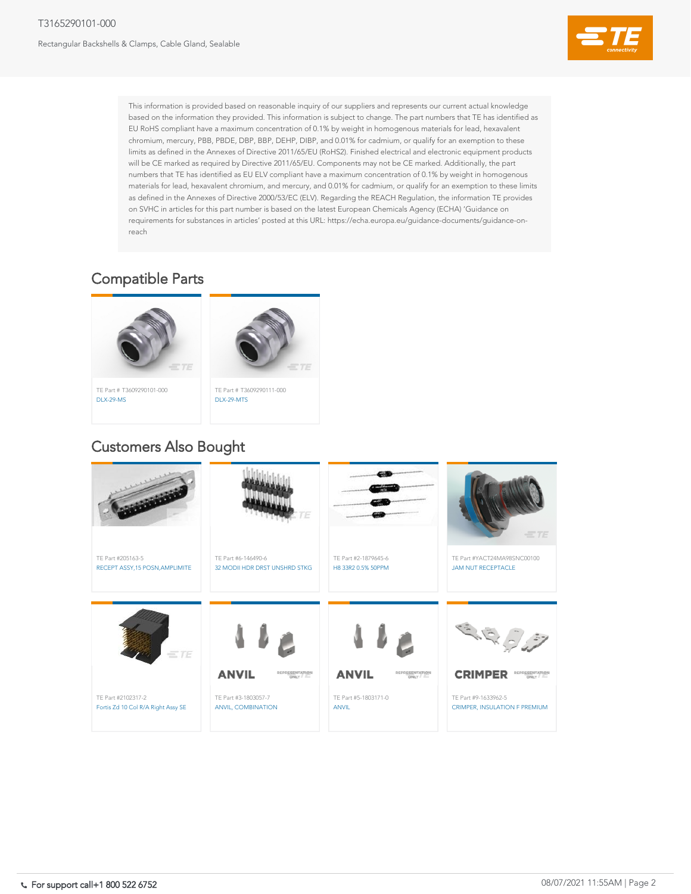This information is provided based on reasonable inquiry of our suppliers and represents our current actual knowledge based on the information they provided. This information is subject to change. The part numbers that TE has identified as EU RoHS compliant have a maximum concentration of 0.1% by weight in homogenous materials for lead, hexavalent chromium, mercury, PBB, PBDE, DBP, BBP, DEHP, DIBP, and 0.01% for cadmium, or qualify for an exemption to these limits as defined in the Annexes of Directive 2011/65/EU (RoHS2). Finished electrical and electronic equipment products will be CE marked as required by Directive 2011/65/EU. Components may not be CE marked. Additionally, the part numbers that TE has identified as EU ELV compliant have a maximum concentration of 0.1% by weight in homogenous materials for lead, hexavalent chromium, and mercury, and 0.01% for cadmium, or qualify for an exemption to these limits as defined in the Annexes of Directive 2000/53/EC (ELV). Regarding the REACH Regulation, the information TE provides on SVHC in articles for this part number is based on the latest European Chemicals Agency (ECHA) 'Guidance on requirements for substances in articles' posted at this URL: https://echa.europa.eu/guidance-documents/guidance-on-reach

## Compatible Parts

- TE Part # T3609290101-000 — DLX-29-MS
- TE Part # T3609290111-000 — DLX-29-MTS

## Customers Also Bought

- TE Part #205163-5 — RECEPT ASSY,15 POSN,AMPLIMITE
- TE Part #6-146490-6 — 32 MODII HDR DRST UNSHRD STKG
- TE Part #2-1879645-6 — H8 33R2 0.5% 50PPM
- TE Part #YACT24MA98SNC00100 — JAM NUT RECEPTACLE
- TE Part #2102317-2 — Fortis Zd 10 Col R/A Right Assy SE
- TE Part #3-1803057-7 — ANVIL, COMBINATION
- TE Part #5-1803171-0 — ANVIL
- TE Part #9-1633962-5 — CRIMPER, INSULATION F PREMIUM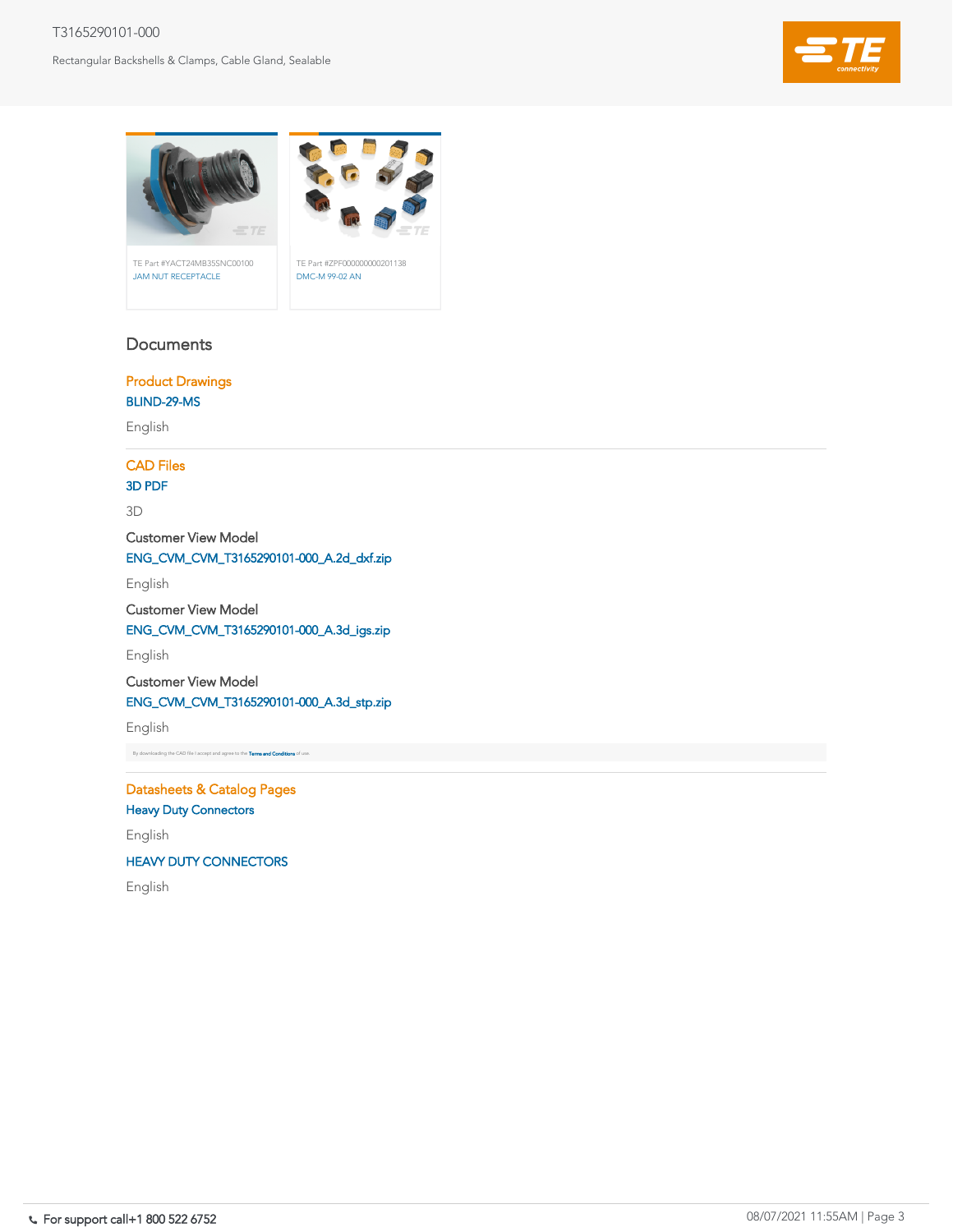TE Part #YACT24MB35SNC00100
JAM NUT RECEPTACLE

TE Part #ZPF000000000201138
DMC-M 99-02 AN

## Documents

### Product Drawings

BLIND-29-MS

English

### CAD Files

3D PDF

3D

Customer View Model

ENG_CVM_CVM_T3165290101-000_A.2d_dxf.zip

English

Customer View Model

ENG_CVM_CVM_T3165290101-000_A.3d_igs.zip

English

Customer View Model

ENG_CVM_CVM_T3165290101-000_A.3d_stp.zip

English

By downloading the CAD file I accept and agree to the Terms and Conditions of use.

### Datasheets & Catalog Pages

Heavy Duty Connectors

English

HEAVY DUTY CONNECTORS

English